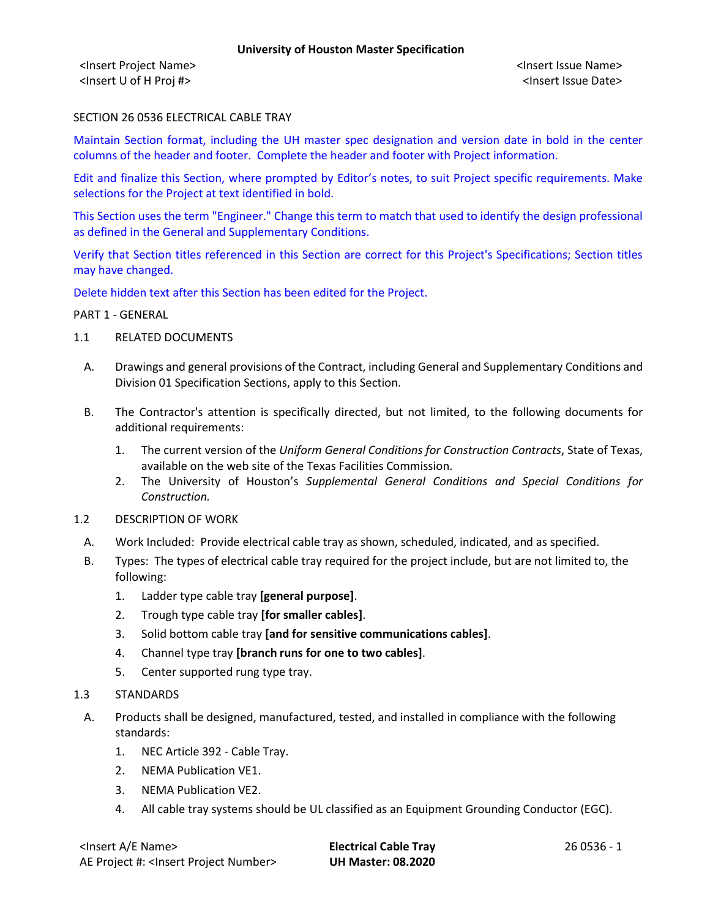SECTION 26 0536 ELECTRICAL CABLE TRAY

Maintain Section format, including the UH master spec designation and version date in bold in the center columns of the header and footer. Complete the header and footer with Project information.

Edit and finalize this Section, where prompted by Editor's notes, to suit Project specific requirements. Make selections for the Project at text identified in bold.

This Section uses the term "Engineer." Change this term to match that used to identify the design professional as defined in the General and Supplementary Conditions.

Verify that Section titles referenced in this Section are correct for this Project's Specifications; Section titles may have changed.

Delete hidden text after this Section has been edited for the Project.

PART 1 - GENERAL

1.1 RELATED DOCUMENTS

A. Drawings and general provisions of the Contract, including General and Supplementary Conditions and Division 01 Specification Sections, apply to this Section.

B. The Contractor's attention is specifically directed, but not limited, to the following documents for additional requirements:

1. The current version of the *Uniform General Conditions for Construction Contracts*, State of Texas, available on the web site of the Texas Facilities Commission.
2. The University of Houston's *Supplemental General Conditions and Special Conditions for Construction.*

1.2 DESCRIPTION OF WORK

A. Work Included: Provide electrical cable tray as shown, scheduled, indicated, and as specified.

B. Types: The types of electrical cable tray required for the project include, but are not limited to, the following:

1. Ladder type cable tray **[general purpose]**.
2. Trough type cable tray **[for smaller cables]**.
3. Solid bottom cable tray **[and for sensitive communications cables]**.
4. Channel type tray **[branch runs for one to two cables]**.
5. Center supported rung type tray.

1.3 STANDARDS

A. Products shall be designed, manufactured, tested, and installed in compliance with the following standards:

1. NEC Article 392 - Cable Tray.
2. NEMA Publication VE1.
3. NEMA Publication VE2.
4. All cable tray systems should be UL classified as an Equipment Grounding Conductor (EGC).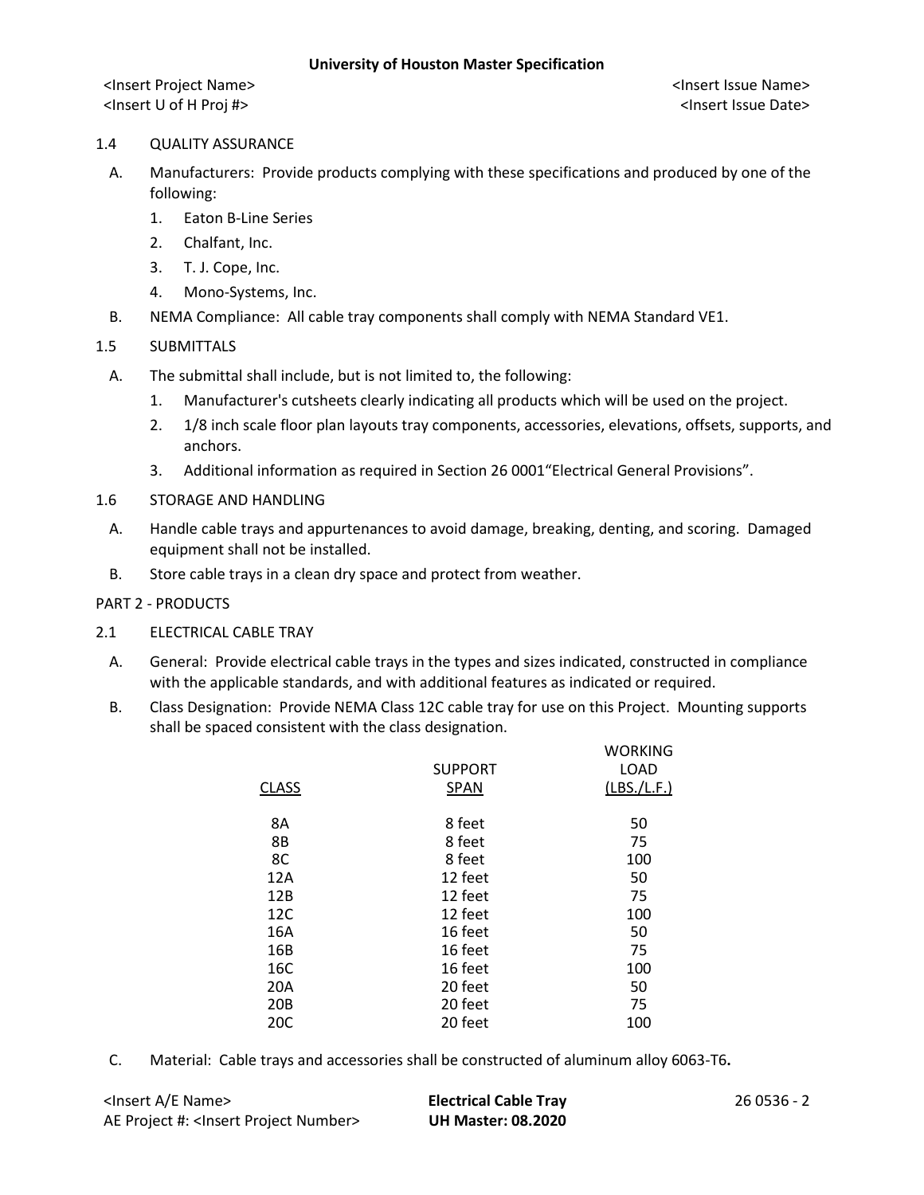## 1.4 QUALITY ASSURANCE

A. Manufacturers: Provide products complying with these specifications and produced by one of the following:

1. Eaton B-Line Series
2. Chalfant, Inc.
3. T. J. Cope, Inc.
4. Mono-Systems, Inc.

B. NEMA Compliance: All cable tray components shall comply with NEMA Standard VE1.

## 1.5 SUBMITTALS

A. The submittal shall include, but is not limited to, the following:

1. Manufacturer's cutsheets clearly indicating all products which will be used on the project.
2. 1/8 inch scale floor plan layouts tray components, accessories, elevations, offsets, supports, and anchors.
3. Additional information as required in Section 26 0001"Electrical General Provisions".

## 1.6 STORAGE AND HANDLING

A. Handle cable trays and appurtenances to avoid damage, breaking, denting, and scoring. Damaged equipment shall not be installed.

B. Store cable trays in a clean dry space and protect from weather.

# PART 2 - PRODUCTS

## 2.1 ELECTRICAL CABLE TRAY

A. General: Provide electrical cable trays in the types and sizes indicated, constructed in compliance with the applicable standards, and with additional features as indicated or required.

B. Class Designation: Provide NEMA Class 12C cable tray for use on this Project. Mounting supports shall be spaced consistent with the class designation.

| CLASS | SUPPORT SPAN | WORKING LOAD (LBS./L.F.) |
|---|---|---|
| 8A | 8 feet | 50 |
| 8B | 8 feet | 75 |
| 8C | 8 feet | 100 |
| 12A | 12 feet | 50 |
| 12B | 12 feet | 75 |
| 12C | 12 feet | 100 |
| 16A | 16 feet | 50 |
| 16B | 16 feet | 75 |
| 16C | 16 feet | 100 |
| 20A | 20 feet | 50 |
| 20B | 20 feet | 75 |
| 20C | 20 feet | 100 |

C. Material: Cable trays and accessories shall be constructed of aluminum alloy 6063-T6**.**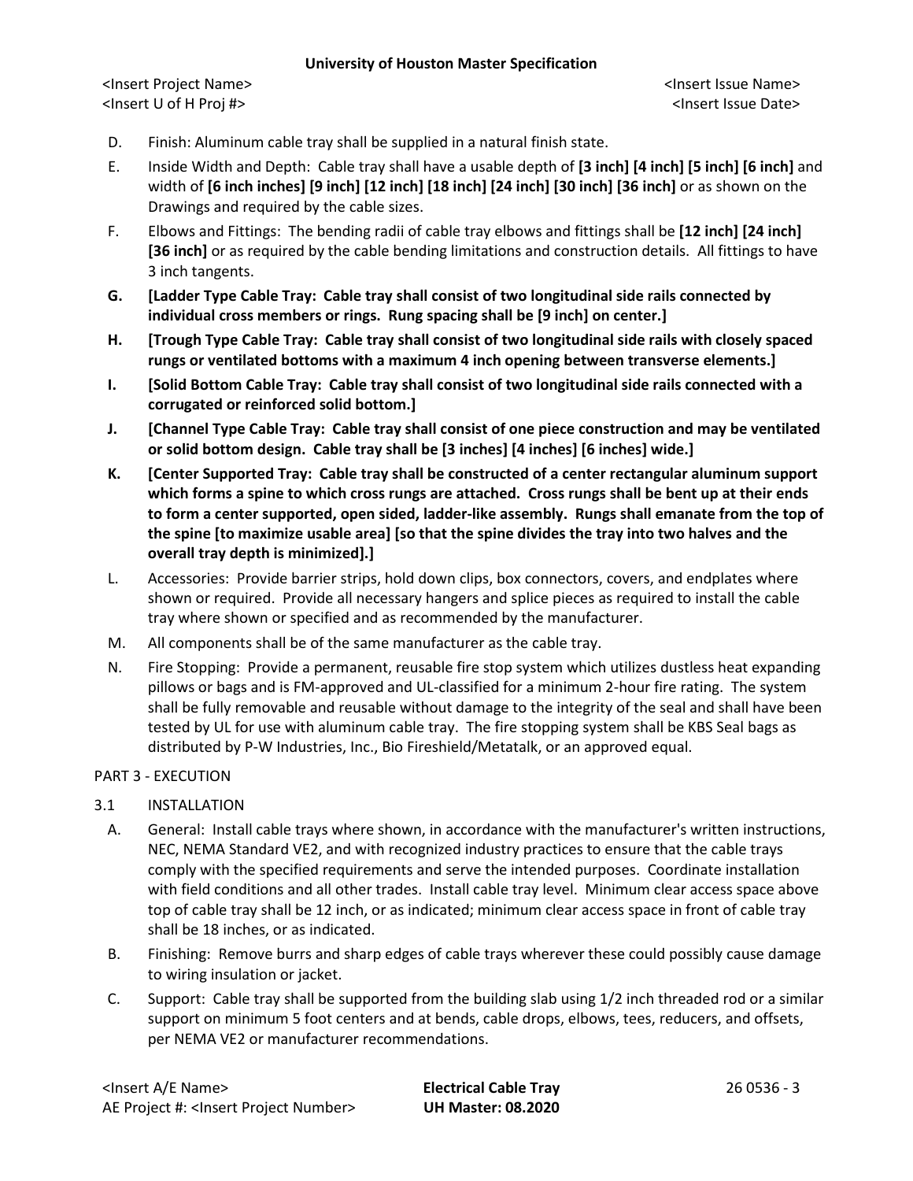D. Finish: Aluminum cable tray shall be supplied in a natural finish state.

E. Inside Width and Depth: Cable tray shall have a usable depth of **[3 inch] [4 inch] [5 inch] [6 inch]** and width of **[6 inch inches] [9 inch] [12 inch] [18 inch] [24 inch] [30 inch] [36 inch]** or as shown on the Drawings and required by the cable sizes.

F. Elbows and Fittings: The bending radii of cable tray elbows and fittings shall be **[12 inch] [24 inch] [36 inch]** or as required by the cable bending limitations and construction details. All fittings to have 3 inch tangents.

**G. [Ladder Type Cable Tray: Cable tray shall consist of two longitudinal side rails connected by individual cross members or rings. Rung spacing shall be [9 inch] on center.]**

**H. [Trough Type Cable Tray: Cable tray shall consist of two longitudinal side rails with closely spaced rungs or ventilated bottoms with a maximum 4 inch opening between transverse elements.]**

**I. [Solid Bottom Cable Tray: Cable tray shall consist of two longitudinal side rails connected with a corrugated or reinforced solid bottom.]**

**J. [Channel Type Cable Tray: Cable tray shall consist of one piece construction and may be ventilated or solid bottom design. Cable tray shall be [3 inches] [4 inches] [6 inches] wide.]**

**K. [Center Supported Tray: Cable tray shall be constructed of a center rectangular aluminum support which forms a spine to which cross rungs are attached. Cross rungs shall be bent up at their ends to form a center supported, open sided, ladder-like assembly. Rungs shall emanate from the top of the spine [to maximize usable area] [so that the spine divides the tray into two halves and the overall tray depth is minimized].]**

L. Accessories: Provide barrier strips, hold down clips, box connectors, covers, and endplates where shown or required. Provide all necessary hangers and splice pieces as required to install the cable tray where shown or specified and as recommended by the manufacturer.

M. All components shall be of the same manufacturer as the cable tray.

N. Fire Stopping: Provide a permanent, reusable fire stop system which utilizes dustless heat expanding pillows or bags and is FM-approved and UL-classified for a minimum 2-hour fire rating. The system shall be fully removable and reusable without damage to the integrity of the seal and shall have been tested by UL for use with aluminum cable tray. The fire stopping system shall be KBS Seal bags as distributed by P-W Industries, Inc., Bio Fireshield/Metatalk, or an approved equal.

## PART 3 - EXECUTION

### 3.1 INSTALLATION

A. General: Install cable trays where shown, in accordance with the manufacturer's written instructions, NEC, NEMA Standard VE2, and with recognized industry practices to ensure that the cable trays comply with the specified requirements and serve the intended purposes. Coordinate installation with field conditions and all other trades. Install cable tray level. Minimum clear access space above top of cable tray shall be 12 inch, or as indicated; minimum clear access space in front of cable tray shall be 18 inches, or as indicated.

B. Finishing: Remove burrs and sharp edges of cable trays wherever these could possibly cause damage to wiring insulation or jacket.

C. Support: Cable tray shall be supported from the building slab using 1/2 inch threaded rod or a similar support on minimum 5 foot centers and at bends, cable drops, elbows, tees, reducers, and offsets, per NEMA VE2 or manufacturer recommendations.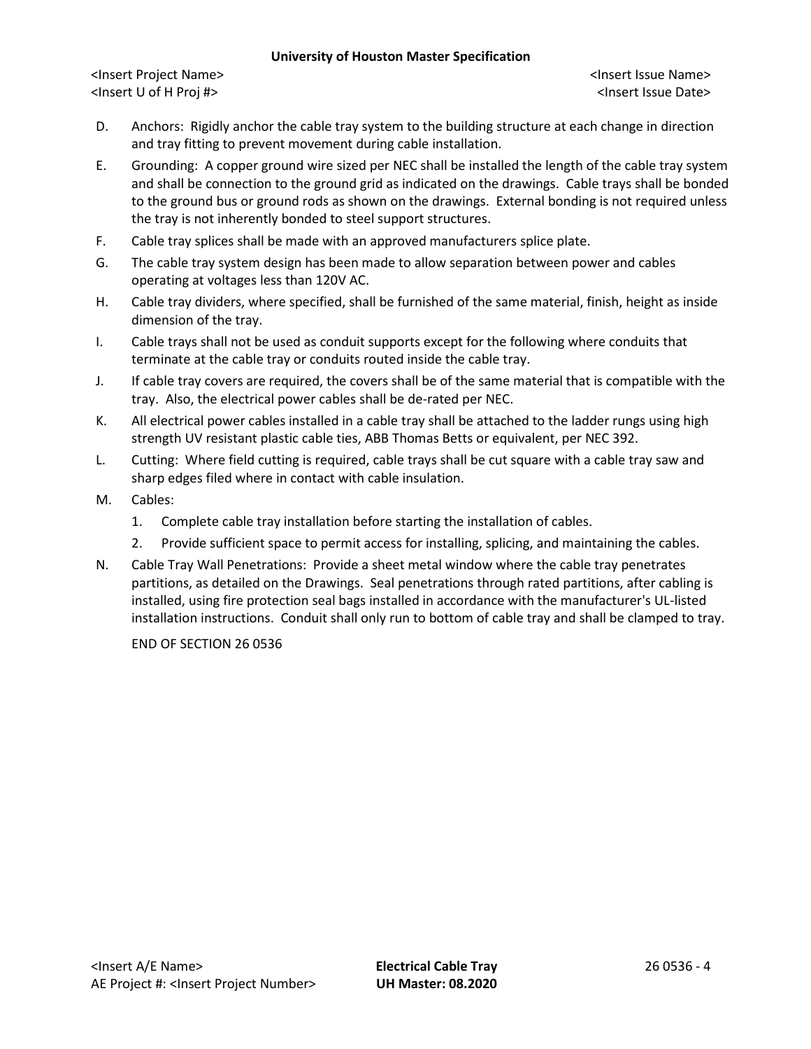D. Anchors: Rigidly anchor the cable tray system to the building structure at each change in direction and tray fitting to prevent movement during cable installation.

E. Grounding: A copper ground wire sized per NEC shall be installed the length of the cable tray system and shall be connection to the ground grid as indicated on the drawings. Cable trays shall be bonded to the ground bus or ground rods as shown on the drawings. External bonding is not required unless the tray is not inherently bonded to steel support structures.

F. Cable tray splices shall be made with an approved manufacturers splice plate.

G. The cable tray system design has been made to allow separation between power and cables operating at voltages less than 120V AC.

H. Cable tray dividers, where specified, shall be furnished of the same material, finish, height as inside dimension of the tray.

I. Cable trays shall not be used as conduit supports except for the following where conduits that terminate at the cable tray or conduits routed inside the cable tray.

J. If cable tray covers are required, the covers shall be of the same material that is compatible with the tray. Also, the electrical power cables shall be de-rated per NEC.

K. All electrical power cables installed in a cable tray shall be attached to the ladder rungs using high strength UV resistant plastic cable ties, ABB Thomas Betts or equivalent, per NEC 392.

L. Cutting: Where field cutting is required, cable trays shall be cut square with a cable tray saw and sharp edges filed where in contact with cable insulation.

M. Cables:

1. Complete cable tray installation before starting the installation of cables.
2. Provide sufficient space to permit access for installing, splicing, and maintaining the cables.

N. Cable Tray Wall Penetrations: Provide a sheet metal window where the cable tray penetrates partitions, as detailed on the Drawings. Seal penetrations through rated partitions, after cabling is installed, using fire protection seal bags installed in accordance with the manufacturer's UL-listed installation instructions. Conduit shall only run to bottom of cable tray and shall be clamped to tray.

END OF SECTION 26 0536